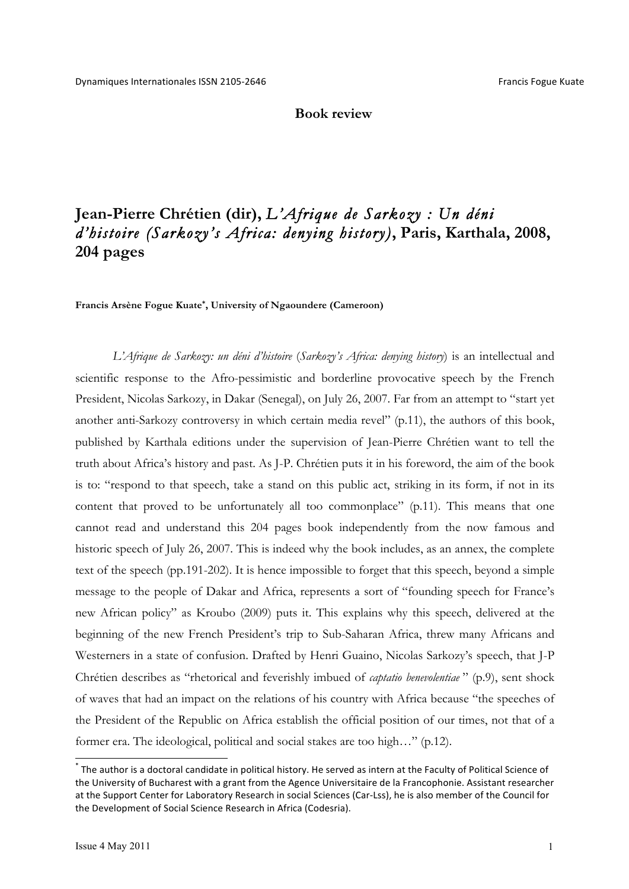**Book review**

# Jean-Pierre Chrétien (dir), *L'Afrique de Sarkozy : Un déni d'histoire (Sarkozy's Africa: denying history)*, Paris, Karthala, 2008, 204 pages

**Francis Arsène Fogue Kuate*, University of Ngaoundere (Cameroon)**

*L'Afrique de Sarkozy: un déni d'histoire* (*Sarkozy's Africa: denying history*) is an intellectual and scientific response to the Afro-pessimistic and borderline provocative speech by the French President, Nicolas Sarkozy, in Dakar (Senegal), on July 26, 2007. Far from an attempt to "start yet another anti-Sarkozy controversy in which certain media revel" (p.11), the authors of this book, published by Karthala editions under the supervision of Jean-Pierre Chrétien want to tell the truth about Africa's history and past. As J-P. Chrétien puts it in his foreword, the aim of the book is to: "respond to that speech, take a stand on this public act, striking in its form, if not in its content that proved to be unfortunately all too commonplace" (p.11). This means that one cannot read and understand this 204 pages book independently from the now famous and historic speech of July 26, 2007. This is indeed why the book includes, as an annex, the complete text of the speech (pp.191-202). It is hence impossible to forget that this speech, beyond a simple message to the people of Dakar and Africa, represents a sort of "founding speech for France's new African policy" as Kroubo (2009) puts it. This explains why this speech, delivered at the beginning of the new French President's trip to Sub-Saharan Africa, threw many Africans and Westerners in a state of confusion. Drafted by Henri Guaino, Nicolas Sarkozy's speech, that J-P Chrétien describes as "rhetorical and feverishly imbued of *captatio benevolentiae* " (p.9), sent shock of waves that had an impact on the relations of his country with Africa because "the speeches of the President of the Republic on Africa establish the official position of our times, not that of a former era. The ideological, political and social stakes are too high…" (p.12).

---

* The author is a doctoral candidate in political history. He served as intern at the Faculty of Political Science of the University of Bucharest with a grant from the Agence Universitaire de la Francophonie. Assistant researcher at the Support Center for Laboratory Research in social Sciences (Car-Lss), he is also member of the Council for the Development of Social Science Research in Africa (Codesria).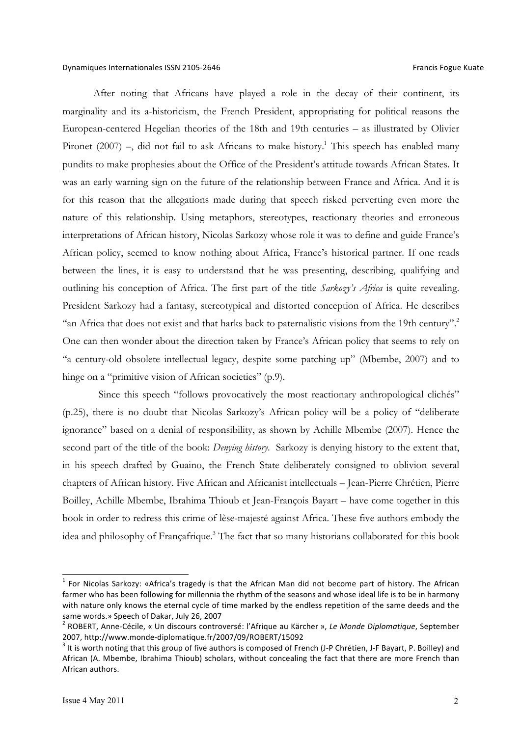After noting that Africans have played a role in the decay of their continent, its marginality and its a-historicism, the French President, appropriating for political reasons the European-centered Hegelian theories of the 18th and 19th centuries – as illustrated by Olivier Pironet (2007) –, did not fail to ask Africans to make history.[1] This speech has enabled many pundits to make prophesies about the Office of the President's attitude towards African States. It was an early warning sign on the future of the relationship between France and Africa. And it is for this reason that the allegations made during that speech risked perverting even more the nature of this relationship. Using metaphors, stereotypes, reactionary theories and erroneous interpretations of African history, Nicolas Sarkozy whose role it was to define and guide France's African policy, seemed to know nothing about Africa, France's historical partner. If one reads between the lines, it is easy to understand that he was presenting, describing, qualifying and outlining his conception of Africa. The first part of the title *Sarkozy's Africa* is quite revealing. President Sarkozy had a fantasy, stereotypical and distorted conception of Africa. He describes "an Africa that does not exist and that harks back to paternalistic visions from the 19th century".[2] One can then wonder about the direction taken by France's African policy that seems to rely on "a century-old obsolete intellectual legacy, despite some patching up" (Mbembe, 2007) and to hinge on a "primitive vision of African societies" (p.9).

Since this speech "follows provocatively the most reactionary anthropological clichés" (p.25), there is no doubt that Nicolas Sarkozy's African policy will be a policy of "deliberate ignorance" based on a denial of responsibility, as shown by Achille Mbembe (2007). Hence the second part of the title of the book: *Denying history*. Sarkozy is denying history to the extent that, in his speech drafted by Guaino, the French State deliberately consigned to oblivion several chapters of African history. Five African and Africanist intellectuals – Jean-Pierre Chrétien, Pierre Boilley, Achille Mbembe, Ibrahima Thioub et Jean-François Bayart – have come together in this book in order to redress this crime of lèse-majesté against Africa. These five authors embody the idea and philosophy of Françafrique.[3] The fact that so many historians collaborated for this book

---

[1] For Nicolas Sarkozy: «Africa's tragedy is that the African Man did not become part of history. The African farmer who has been following for millennia the rhythm of the seasons and whose ideal life is to be in harmony with nature only knows the eternal cycle of time marked by the endless repetition of the same deeds and the same words.» Speech of Dakar, July 26, 2007

[2] ROBERT, Anne-Cécile, « Un discours controversé: l'Afrique au Kärcher », *Le Monde Diplomatique*, September 2007, http://www.monde-diplomatique.fr/2007/09/ROBERT/15092

[3] It is worth noting that this group of five authors is composed of French (J-P Chrétien, J-F Bayart, P. Boilley) and African (A. Mbembe, Ibrahima Thioub) scholars, without concealing the fact that there are more French than African authors.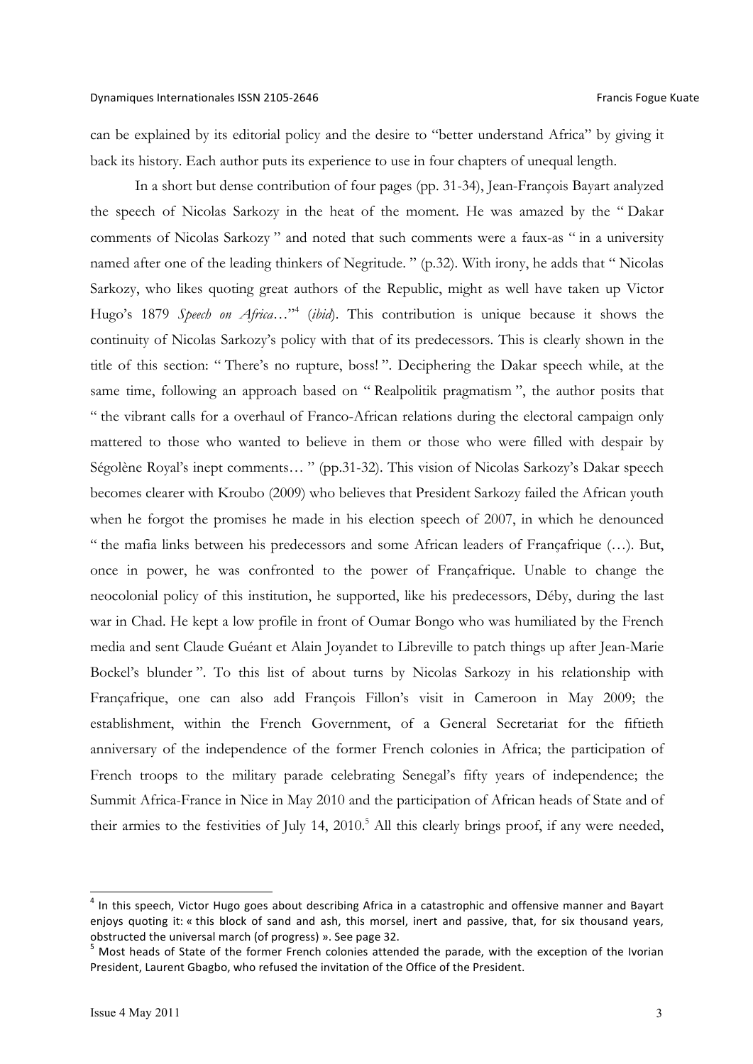can be explained by its editorial policy and the desire to "better understand Africa" by giving it back its history. Each author puts its experience to use in four chapters of unequal length.

In a short but dense contribution of four pages (pp. 31-34), Jean-François Bayart analyzed the speech of Nicolas Sarkozy in the heat of the moment. He was amazed by the " Dakar comments of Nicolas Sarkozy " and noted that such comments were a faux-as " in a university named after one of the leading thinkers of Negritude. " (p.32). With irony, he adds that " Nicolas Sarkozy, who likes quoting great authors of the Republic, might as well have taken up Victor Hugo's 1879 *Speech on Africa*…"[4] (*ibid*). This contribution is unique because it shows the continuity of Nicolas Sarkozy's policy with that of its predecessors. This is clearly shown in the title of this section: " There's no rupture, boss! ". Deciphering the Dakar speech while, at the same time, following an approach based on " Realpolitik pragmatism ", the author posits that " the vibrant calls for a overhaul of Franco-African relations during the electoral campaign only mattered to those who wanted to believe in them or those who were filled with despair by Ségolène Royal's inept comments… " (pp.31-32). This vision of Nicolas Sarkozy's Dakar speech becomes clearer with Kroubo (2009) who believes that President Sarkozy failed the African youth when he forgot the promises he made in his election speech of 2007, in which he denounced " the mafia links between his predecessors and some African leaders of Françafrique (…). But, once in power, he was confronted to the power of Françafrique. Unable to change the neocolonial policy of this institution, he supported, like his predecessors, Déby, during the last war in Chad. He kept a low profile in front of Oumar Bongo who was humiliated by the French media and sent Claude Guéant et Alain Joyandet to Libreville to patch things up after Jean-Marie Bockel's blunder ". To this list of about turns by Nicolas Sarkozy in his relationship with Françafrique, one can also add François Fillon's visit in Cameroon in May 2009; the establishment, within the French Government, of a General Secretariat for the fiftieth anniversary of the independence of the former French colonies in Africa; the participation of French troops to the military parade celebrating Senegal's fifty years of independence; the Summit Africa-France in Nice in May 2010 and the participation of African heads of State and of their armies to the festivities of July 14, 2010.[5] All this clearly brings proof, if any were needed,

---

[4] In this speech, Victor Hugo goes about describing Africa in a catastrophic and offensive manner and Bayart enjoys quoting it: « this block of sand and ash, this morsel, inert and passive, that, for six thousand years, obstructed the universal march (of progress) ». See page 32.

[5] Most heads of State of the former French colonies attended the parade, with the exception of the Ivorian President, Laurent Gbagbo, who refused the invitation of the Office of the President.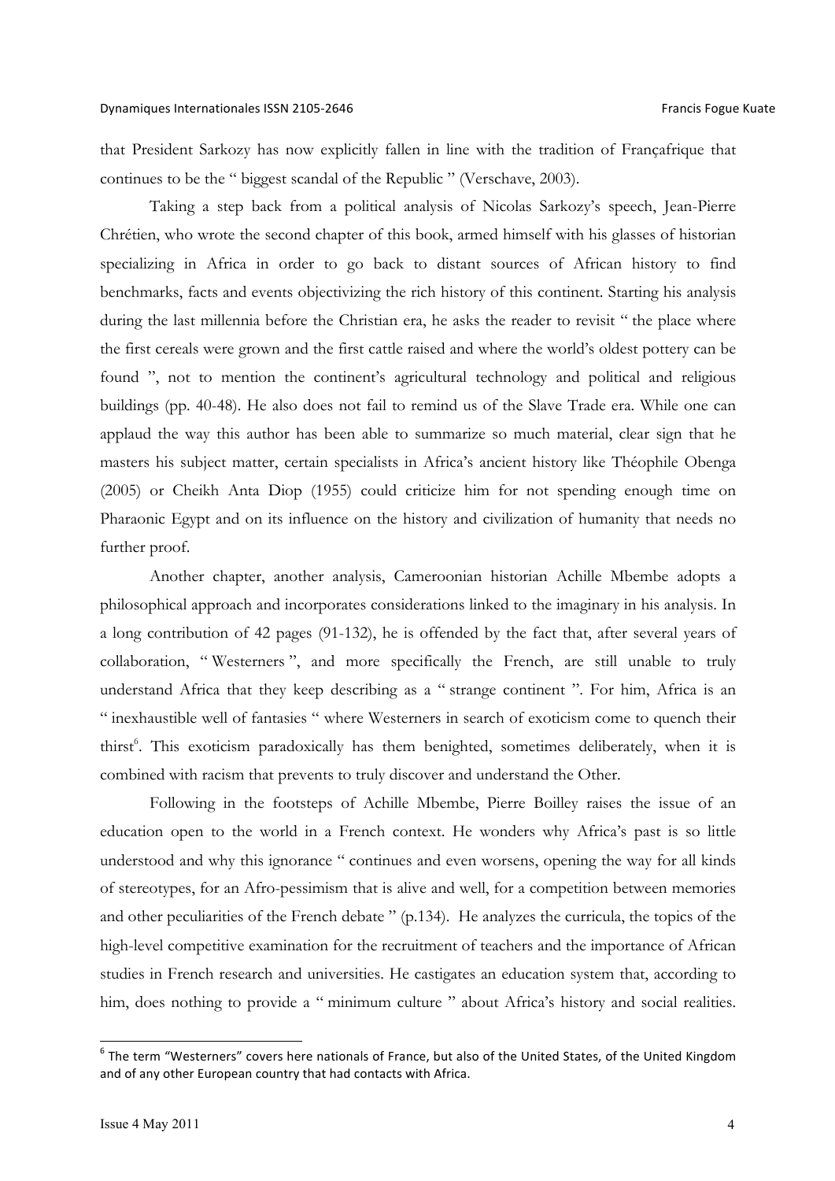that President Sarkozy has now explicitly fallen in line with the tradition of Françafrique that continues to be the " biggest scandal of the Republic " (Verschave, 2003).

Taking a step back from a political analysis of Nicolas Sarkozy's speech, Jean-Pierre Chrétien, who wrote the second chapter of this book, armed himself with his glasses of historian specializing in Africa in order to go back to distant sources of African history to find benchmarks, facts and events objectivizing the rich history of this continent. Starting his analysis during the last millennia before the Christian era, he asks the reader to revisit " the place where the first cereals were grown and the first cattle raised and where the world's oldest pottery can be found ", not to mention the continent's agricultural technology and political and religious buildings (pp. 40-48). He also does not fail to remind us of the Slave Trade era. While one can applaud the way this author has been able to summarize so much material, clear sign that he masters his subject matter, certain specialists in Africa's ancient history like Théophile Obenga (2005) or Cheikh Anta Diop (1955) could criticize him for not spending enough time on Pharaonic Egypt and on its influence on the history and civilization of humanity that needs no further proof.

Another chapter, another analysis, Cameroonian historian Achille Mbembe adopts a philosophical approach and incorporates considerations linked to the imaginary in his analysis. In a long contribution of 42 pages (91-132), he is offended by the fact that, after several years of collaboration, " Westerners ", and more specifically the French, are still unable to truly understand Africa that they keep describing as a " strange continent ". For him, Africa is an " inexhaustible well of fantasies " where Westerners in search of exoticism come to quench their thirst[6]. This exoticism paradoxically has them benighted, sometimes deliberately, when it is combined with racism that prevents to truly discover and understand the Other.

Following in the footsteps of Achille Mbembe, Pierre Boilley raises the issue of an education open to the world in a French context. He wonders why Africa's past is so little understood and why this ignorance " continues and even worsens, opening the way for all kinds of stereotypes, for an Afro-pessimism that is alive and well, for a competition between memories and other peculiarities of the French debate " (p.134). He analyzes the curricula, the topics of the high-level competitive examination for the recruitment of teachers and the importance of African studies in French research and universities. He castigates an education system that, according to him, does nothing to provide a " minimum culture " about Africa's history and social realities.

---

[6] The term "Westerners" covers here nationals of France, but also of the United States, of the United Kingdom and of any other European country that had contacts with Africa.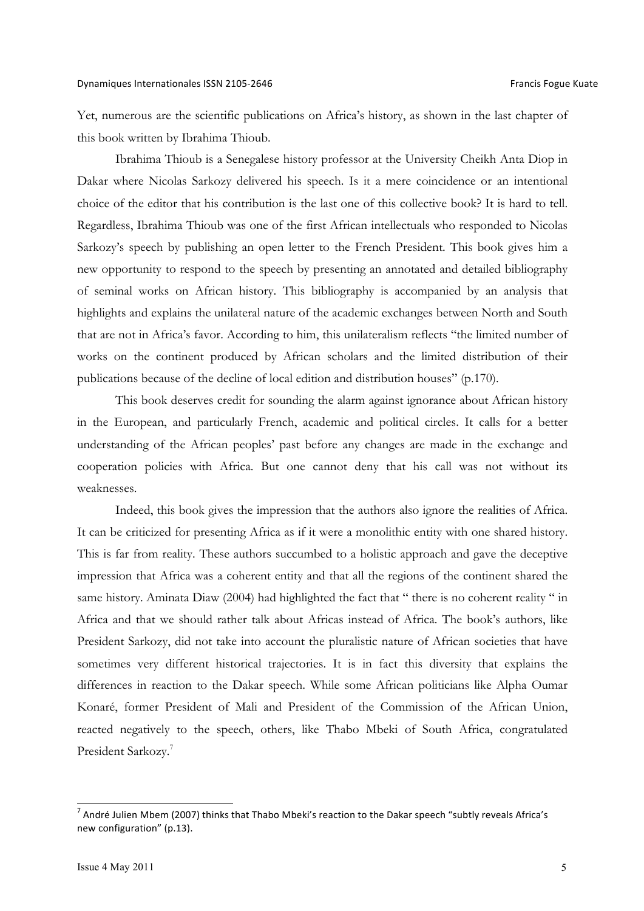Yet, numerous are the scientific publications on Africa's history, as shown in the last chapter of this book written by Ibrahima Thioub.

Ibrahima Thioub is a Senegalese history professor at the University Cheikh Anta Diop in Dakar where Nicolas Sarkozy delivered his speech. Is it a mere coincidence or an intentional choice of the editor that his contribution is the last one of this collective book? It is hard to tell. Regardless, Ibrahima Thioub was one of the first African intellectuals who responded to Nicolas Sarkozy's speech by publishing an open letter to the French President. This book gives him a new opportunity to respond to the speech by presenting an annotated and detailed bibliography of seminal works on African history. This bibliography is accompanied by an analysis that highlights and explains the unilateral nature of the academic exchanges between North and South that are not in Africa's favor. According to him, this unilateralism reflects "the limited number of works on the continent produced by African scholars and the limited distribution of their publications because of the decline of local edition and distribution houses" (p.170).

This book deserves credit for sounding the alarm against ignorance about African history in the European, and particularly French, academic and political circles. It calls for a better understanding of the African peoples' past before any changes are made in the exchange and cooperation policies with Africa. But one cannot deny that his call was not without its weaknesses.

Indeed, this book gives the impression that the authors also ignore the realities of Africa. It can be criticized for presenting Africa as if it were a monolithic entity with one shared history. This is far from reality. These authors succumbed to a holistic approach and gave the deceptive impression that Africa was a coherent entity and that all the regions of the continent shared the same history. Aminata Diaw (2004) had highlighted the fact that " there is no coherent reality " in Africa and that we should rather talk about Africas instead of Africa. The book's authors, like President Sarkozy, did not take into account the pluralistic nature of African societies that have sometimes very different historical trajectories. It is in fact this diversity that explains the differences in reaction to the Dakar speech. While some African politicians like Alpha Oumar Konaré, former President of Mali and President of the Commission of the African Union, reacted negatively to the speech, others, like Thabo Mbeki of South Africa, congratulated President Sarkozy.[7]

---

[7] André Julien Mbem (2007) thinks that Thabo Mbeki's reaction to the Dakar speech "subtly reveals Africa's new configuration" (p.13).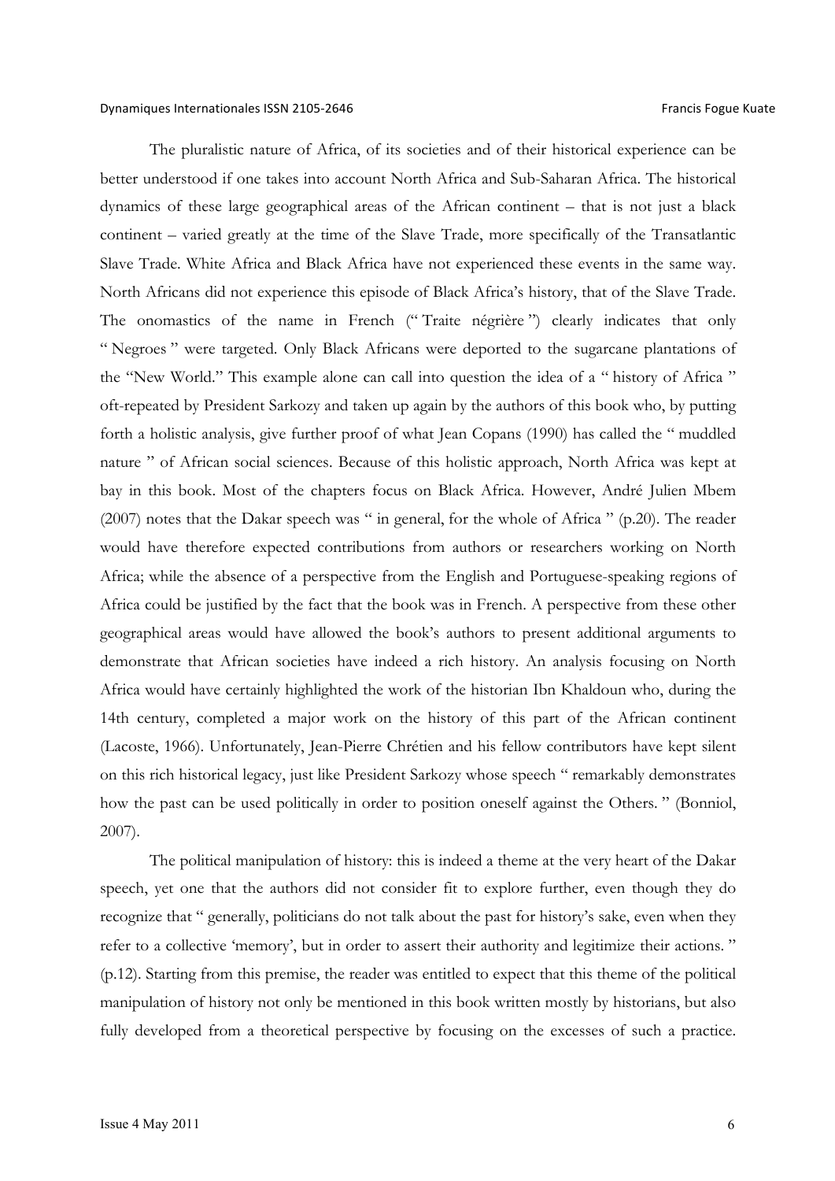The pluralistic nature of Africa, of its societies and of their historical experience can be better understood if one takes into account North Africa and Sub-Saharan Africa. The historical dynamics of these large geographical areas of the African continent – that is not just a black continent – varied greatly at the time of the Slave Trade, more specifically of the Transatlantic Slave Trade. White Africa and Black Africa have not experienced these events in the same way. North Africans did not experience this episode of Black Africa's history, that of the Slave Trade. The onomastics of the name in French (" Traite négrière ") clearly indicates that only " Negroes " were targeted. Only Black Africans were deported to the sugarcane plantations of the "New World." This example alone can call into question the idea of a " history of Africa " oft-repeated by President Sarkozy and taken up again by the authors of this book who, by putting forth a holistic analysis, give further proof of what Jean Copans (1990) has called the " muddled nature " of African social sciences. Because of this holistic approach, North Africa was kept at bay in this book. Most of the chapters focus on Black Africa. However, André Julien Mbem (2007) notes that the Dakar speech was " in general, for the whole of Africa " (p.20). The reader would have therefore expected contributions from authors or researchers working on North Africa; while the absence of a perspective from the English and Portuguese-speaking regions of Africa could be justified by the fact that the book was in French. A perspective from these other geographical areas would have allowed the book's authors to present additional arguments to demonstrate that African societies have indeed a rich history. An analysis focusing on North Africa would have certainly highlighted the work of the historian Ibn Khaldoun who, during the 14th century, completed a major work on the history of this part of the African continent (Lacoste, 1966). Unfortunately, Jean-Pierre Chrétien and his fellow contributors have kept silent on this rich historical legacy, just like President Sarkozy whose speech " remarkably demonstrates how the past can be used politically in order to position oneself against the Others. " (Bonniol, 2007).

The political manipulation of history: this is indeed a theme at the very heart of the Dakar speech, yet one that the authors did not consider fit to explore further, even though they do recognize that " generally, politicians do not talk about the past for history's sake, even when they refer to a collective 'memory', but in order to assert their authority and legitimize their actions. " (p.12). Starting from this premise, the reader was entitled to expect that this theme of the political manipulation of history not only be mentioned in this book written mostly by historians, but also fully developed from a theoretical perspective by focusing on the excesses of such a practice.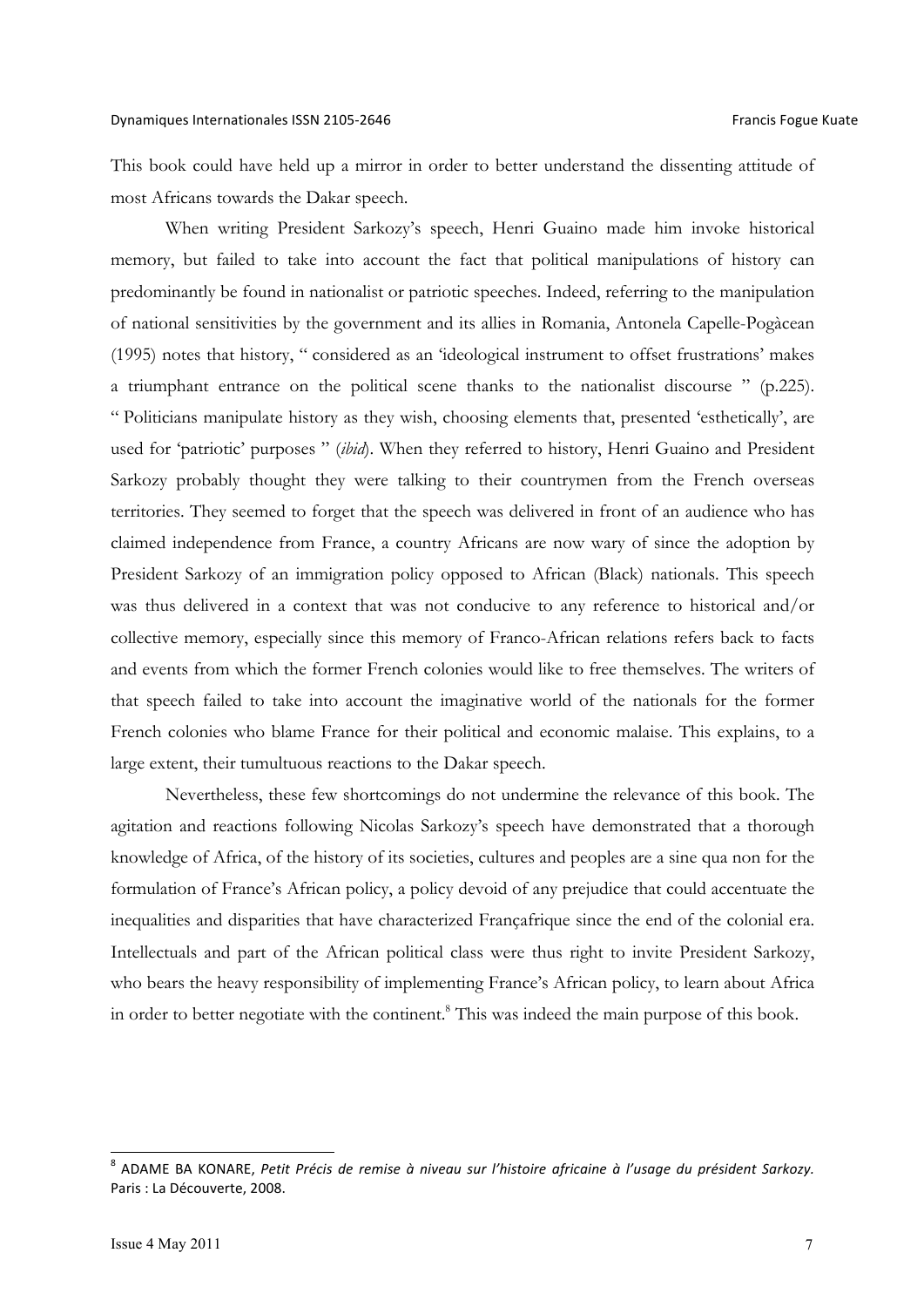This book could have held up a mirror in order to better understand the dissenting attitude of most Africans towards the Dakar speech.

When writing President Sarkozy's speech, Henri Guaino made him invoke historical memory, but failed to take into account the fact that political manipulations of history can predominantly be found in nationalist or patriotic speeches. Indeed, referring to the manipulation of national sensitivities by the government and its allies in Romania, Antonela Capelle-Pogàcean (1995) notes that history, " considered as an 'ideological instrument to offset frustrations' makes a triumphant entrance on the political scene thanks to the nationalist discourse " (p.225). " Politicians manipulate history as they wish, choosing elements that, presented 'esthetically', are used for 'patriotic' purposes " (*ibid*). When they referred to history, Henri Guaino and President Sarkozy probably thought they were talking to their countrymen from the French overseas territories. They seemed to forget that the speech was delivered in front of an audience who has claimed independence from France, a country Africans are now wary of since the adoption by President Sarkozy of an immigration policy opposed to African (Black) nationals. This speech was thus delivered in a context that was not conducive to any reference to historical and/or collective memory, especially since this memory of Franco-African relations refers back to facts and events from which the former French colonies would like to free themselves. The writers of that speech failed to take into account the imaginative world of the nationals for the former French colonies who blame France for their political and economic malaise. This explains, to a large extent, their tumultuous reactions to the Dakar speech.

Nevertheless, these few shortcomings do not undermine the relevance of this book. The agitation and reactions following Nicolas Sarkozy's speech have demonstrated that a thorough knowledge of Africa, of the history of its societies, cultures and peoples are a sine qua non for the formulation of France's African policy, a policy devoid of any prejudice that could accentuate the inequalities and disparities that have characterized Françafrique since the end of the colonial era. Intellectuals and part of the African political class were thus right to invite President Sarkozy, who bears the heavy responsibility of implementing France's African policy, to learn about Africa in order to better negotiate with the continent.[8] This was indeed the main purpose of this book.

---

[8] ADAME BA KONARE, *Petit Précis de remise à niveau sur l'histoire africaine à l'usage du président Sarkozy.* Paris : La Découverte, 2008.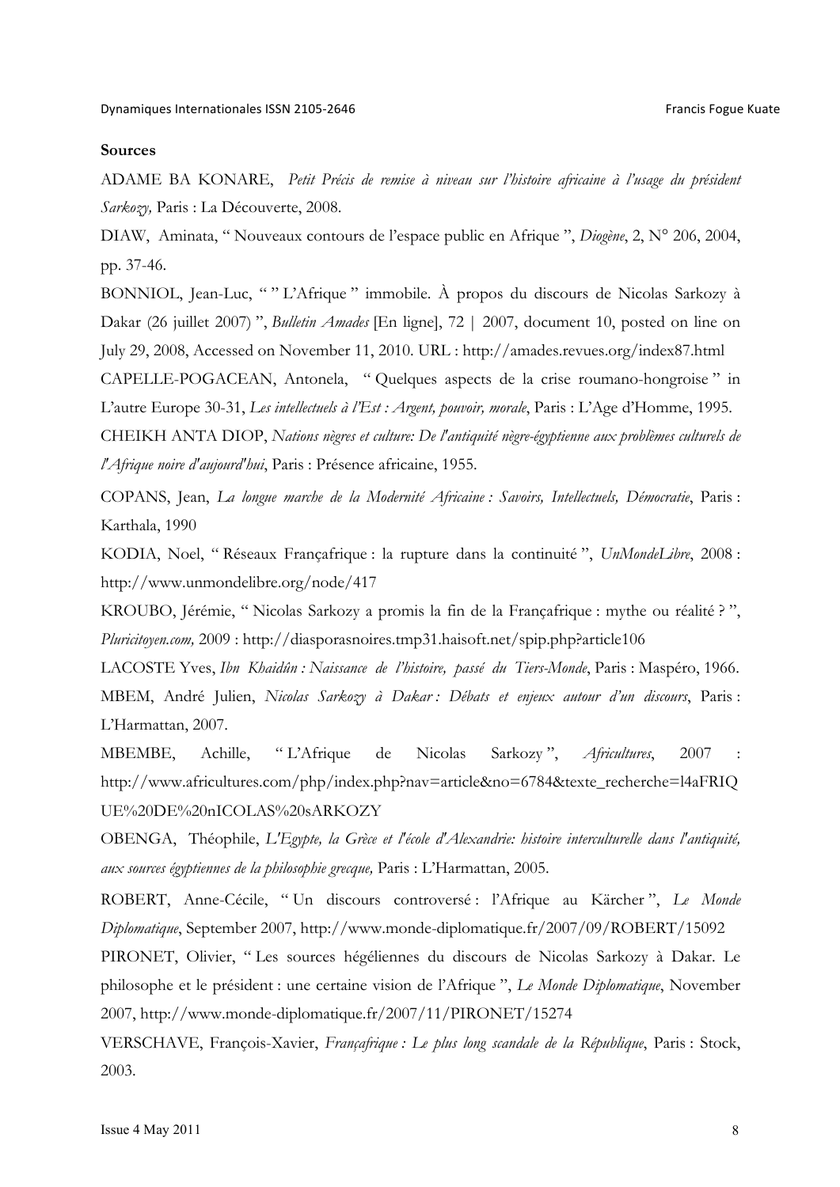**Sources**

ADAME BA KONARE, *Petit Précis de remise à niveau sur l'histoire africaine à l'usage du président Sarkozy,* Paris : La Découverte, 2008.

DIAW, Aminata, " Nouveaux contours de l'espace public en Afrique ", *Diogène*, 2, N° 206, 2004, pp. 37-46.

BONNIOL, Jean-Luc, " " L'Afrique " immobile. À propos du discours de Nicolas Sarkozy à Dakar (26 juillet 2007) ", *Bulletin Amades* [En ligne], 72 | 2007, document 10, posted on line on July 29, 2008, Accessed on November 11, 2010. URL : http://amades.revues.org/index87.html

CAPELLE-POGACEAN, Antonela, " Quelques aspects de la crise roumano-hongroise " in L'autre Europe 30-31, *Les intellectuels à l'Est : Argent, pouvoir, morale*, Paris : L'Age d'Homme, 1995.

CHEIKH ANTA DIOP, *Nations nègres et culture: De l'antiquité nègre-égyptienne aux problèmes culturels de l'Afrique noire d'aujourd'hui*, Paris : Présence africaine, 1955.

COPANS, Jean, *La longue marche de la Modernité Africaine : Savoirs, Intellectuels, Démocratie*, Paris : Karthala, 1990

KODIA, Noel, " Réseaux Françafrique : la rupture dans la continuité ", *UnMondeLibre*, 2008 : http://www.unmondelibre.org/node/417

KROUBO, Jérémie, " Nicolas Sarkozy a promis la fin de la Françafrique : mythe ou réalité ? ", *Pluricitoyen.com,* 2009 : http://diasporasnoires.tmp31.haisoft.net/spip.php?article106

LACOSTE Yves, *Ibn Khaidûn : Naissance de l'histoire, passé du Tiers-Monde*, Paris : Maspéro, 1966.

MBEM, André Julien, *Nicolas Sarkozy à Dakar : Débats et enjeux autour d'un discours*, Paris : L'Harmattan, 2007.

MBEMBE, Achille, " L'Afrique de Nicolas Sarkozy ", *Africultures*, 2007 : http://www.africultures.com/php/index.php?nav=article&no=6784&texte_recherche=l4aFRIQUE%20DE%20nICOLAS%20sARKOZY

OBENGA, Théophile, *L'Egypte, la Grèce et l'école d'Alexandrie: histoire interculturelle dans l'antiquité, aux sources égyptiennes de la philosophie grecque,* Paris : L'Harmattan, 2005.

ROBERT, Anne-Cécile, " Un discours controversé : l'Afrique au Kärcher ", *Le Monde Diplomatique*, September 2007, http://www.monde-diplomatique.fr/2007/09/ROBERT/15092

PIRONET, Olivier, " Les sources hégéliennes du discours de Nicolas Sarkozy à Dakar. Le philosophe et le président : une certaine vision de l'Afrique ", *Le Monde Diplomatique*, November 2007, http://www.monde-diplomatique.fr/2007/11/PIRONET/15274

VERSCHAVE, François-Xavier, *Françafrique : Le plus long scandale de la République*, Paris : Stock, 2003.